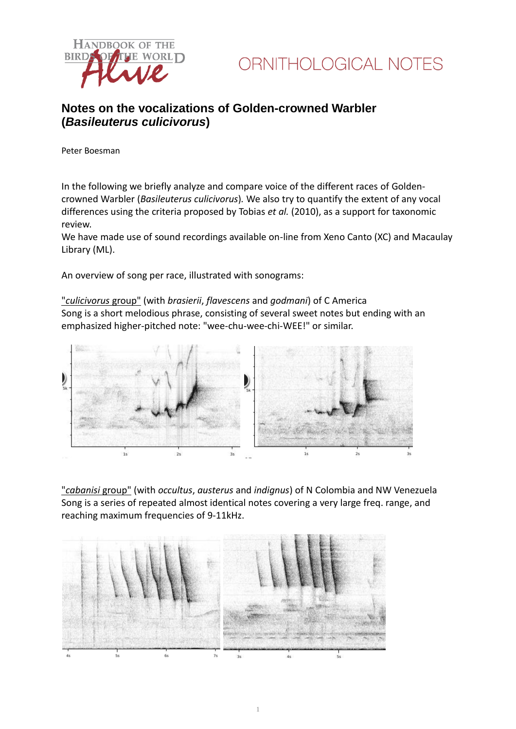# Notes on the vocalizations of Golden-crowned Warbler (*Basileuterus culicivorus*)

Peter Boesman

In the following we briefly analyze and compare voice of the different races of Golden-crowned Warbler (*Basileuterus culicivorus*). We also try to quantify the extent of any vocal differences using the criteria proposed by Tobias *et al.* (2010), as a support for taxonomic review.
We have made use of sound recordings available on-line from Xeno Canto (XC) and Macaulay Library (ML).

An overview of song per race, illustrated with sonograms:

"*culicivorus* group" (with *brasierii*, *flavescens* and *godmani*) of C America
Song is a short melodious phrase, consisting of several sweet notes but ending with an emphasized higher-pitched note: "wee-chu-wee-chi-WEE!" or similar.

"*cabanisi* group" (with *occultus*, *austerus* and *indignus*) of N Colombia and NW Venezuela
Song is a series of repeated almost identical notes covering a very large freq. range, and reaching maximum frequencies of 9-11kHz.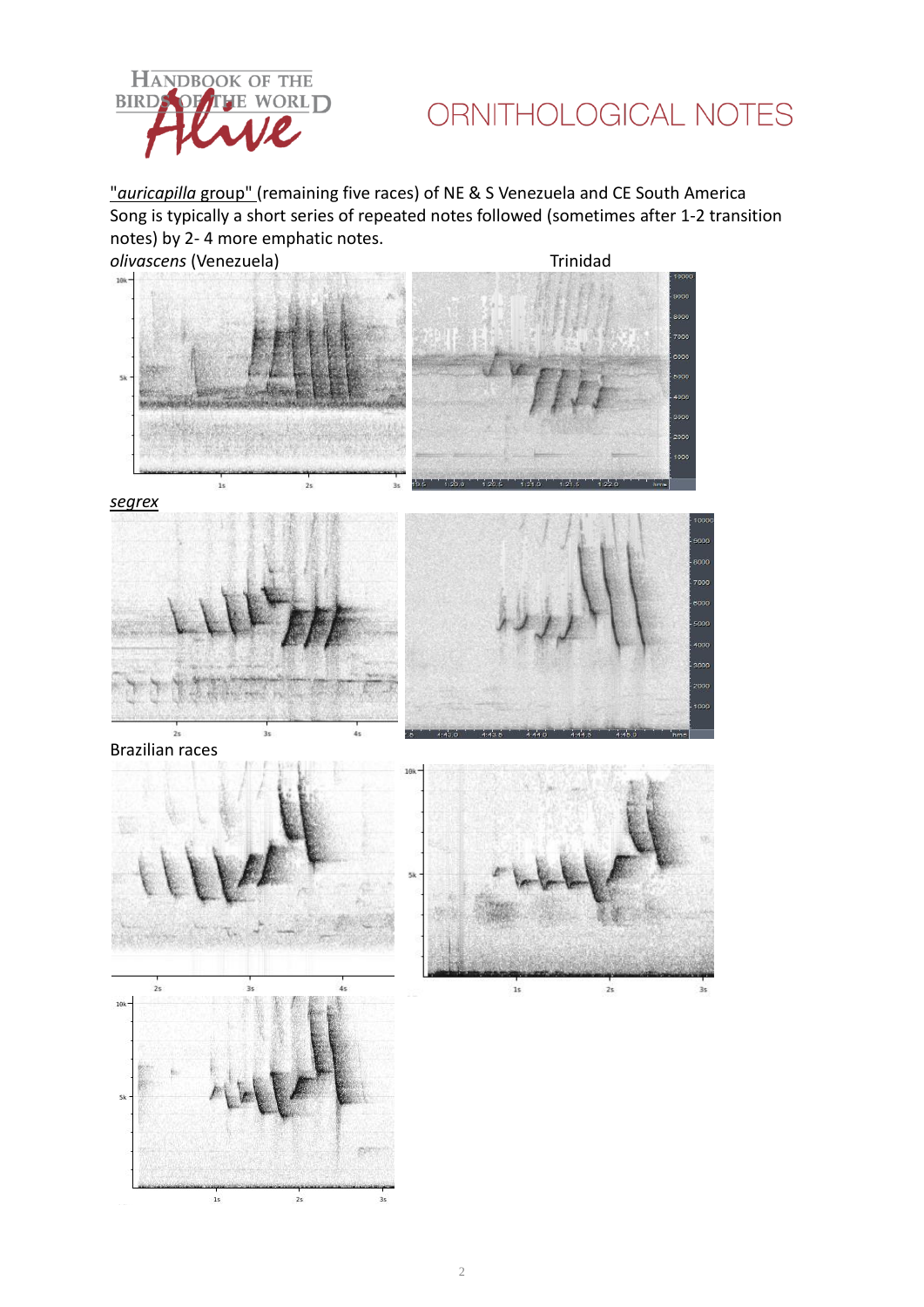"*auricapilla* group" (remaining five races) of NE & S Venezuela and CE South America
Song is typically a short series of repeated notes followed (sometimes after 1-2 transition notes) by 2- 4 more emphatic notes.

*olivascens* (Venezuela)

Trinidad

*segrex*

Brazilian races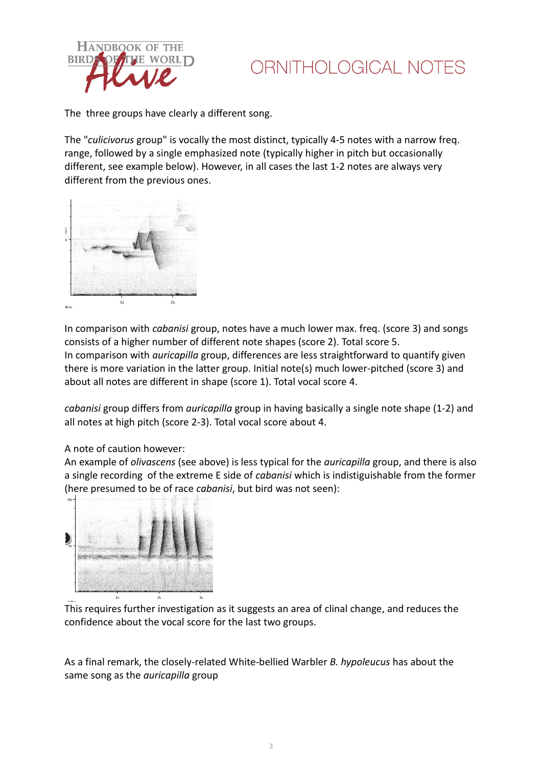The three groups have clearly a different song.

The "*culicivorus* group" is vocally the most distinct, typically 4-5 notes with a narrow freq. range, followed by a single emphasized note (typically higher in pitch but occasionally different, see example below). However, in all cases the last 1-2 notes are always very different from the previous ones.

In comparison with *cabanisi* group, notes have a much lower max. freq. (score 3) and songs consists of a higher number of different note shapes (score 2). Total score 5.
In comparison with *auricapilla* group, differences are less straightforward to quantify given there is more variation in the latter group. Initial note(s) much lower-pitched (score 3) and about all notes are different in shape (score 1). Total vocal score 4.

*cabanisi* group differs from *auricapilla* group in having basically a single note shape (1-2) and all notes at high pitch (score 2-3). Total vocal score about 4.

A note of caution however:
An example of *olivascens* (see above) is less typical for the *auricapilla* group, and there is also a single recording of the extreme E side of *cabanisi* which is indistiguishable from the former (here presumed to be of race *cabanisi*, but bird was not seen):

This requires further investigation as it suggests an area of clinal change, and reduces the confidence about the vocal score for the last two groups.

As a final remark, the closely-related White-bellied Warbler *B. hypoleucus* has about the same song as the *auricapilla* group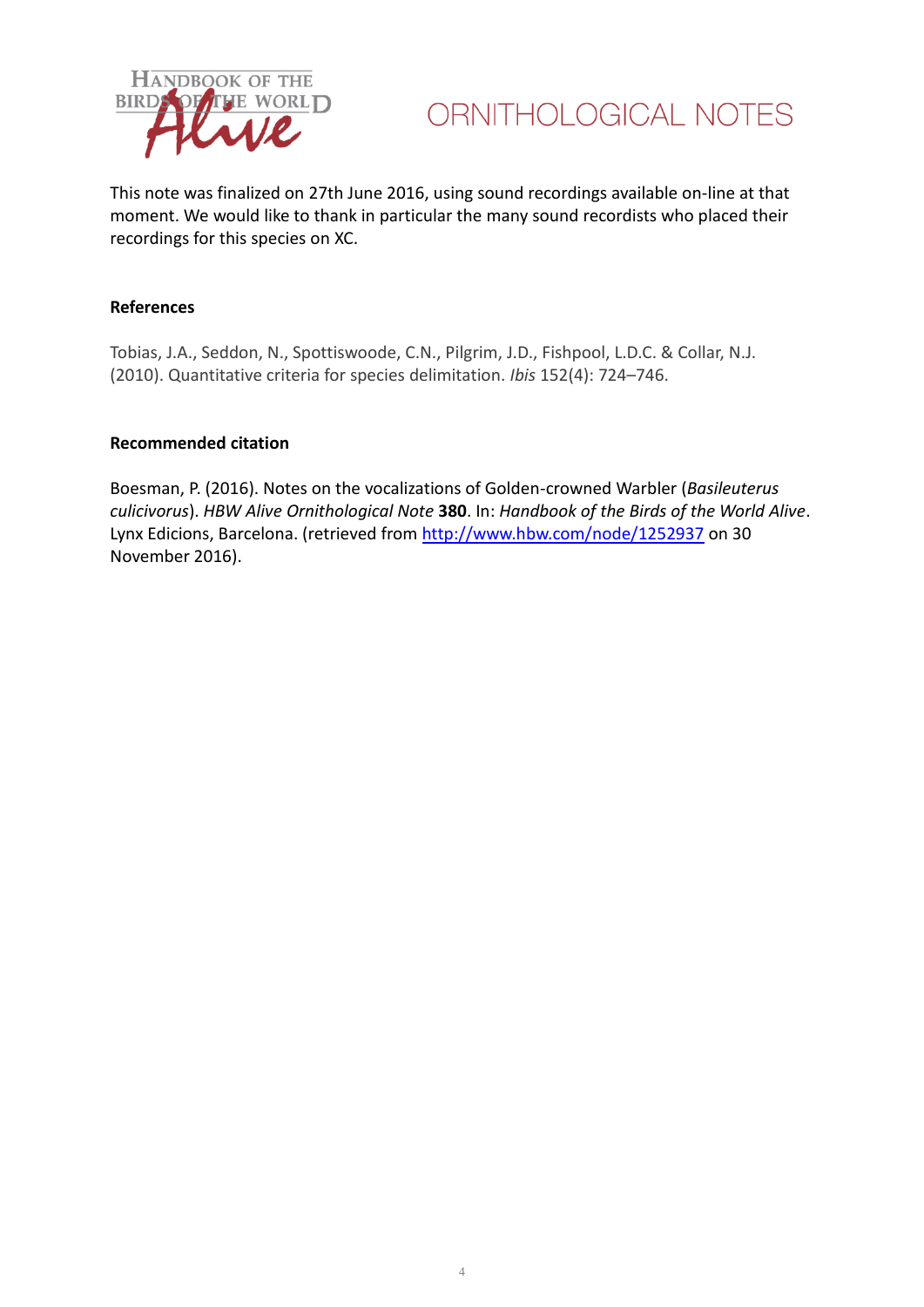This note was finalized on 27th June 2016, using sound recordings available on-line at that moment. We would like to thank in particular the many sound recordists who placed their recordings for this species on XC.

## References

Tobias, J.A., Seddon, N., Spottiswoode, C.N., Pilgrim, J.D., Fishpool, L.D.C. & Collar, N.J. (2010). Quantitative criteria for species delimitation. *Ibis* 152(4): 724–746.

## Recommended citation

Boesman, P. (2016). Notes on the vocalizations of Golden-crowned Warbler (*Basileuterus culicivorus*). *HBW Alive Ornithological Note* **380**. In: *Handbook of the Birds of the World Alive*. Lynx Edicions, Barcelona. (retrieved from http://www.hbw.com/node/1252937 on 30 November 2016).